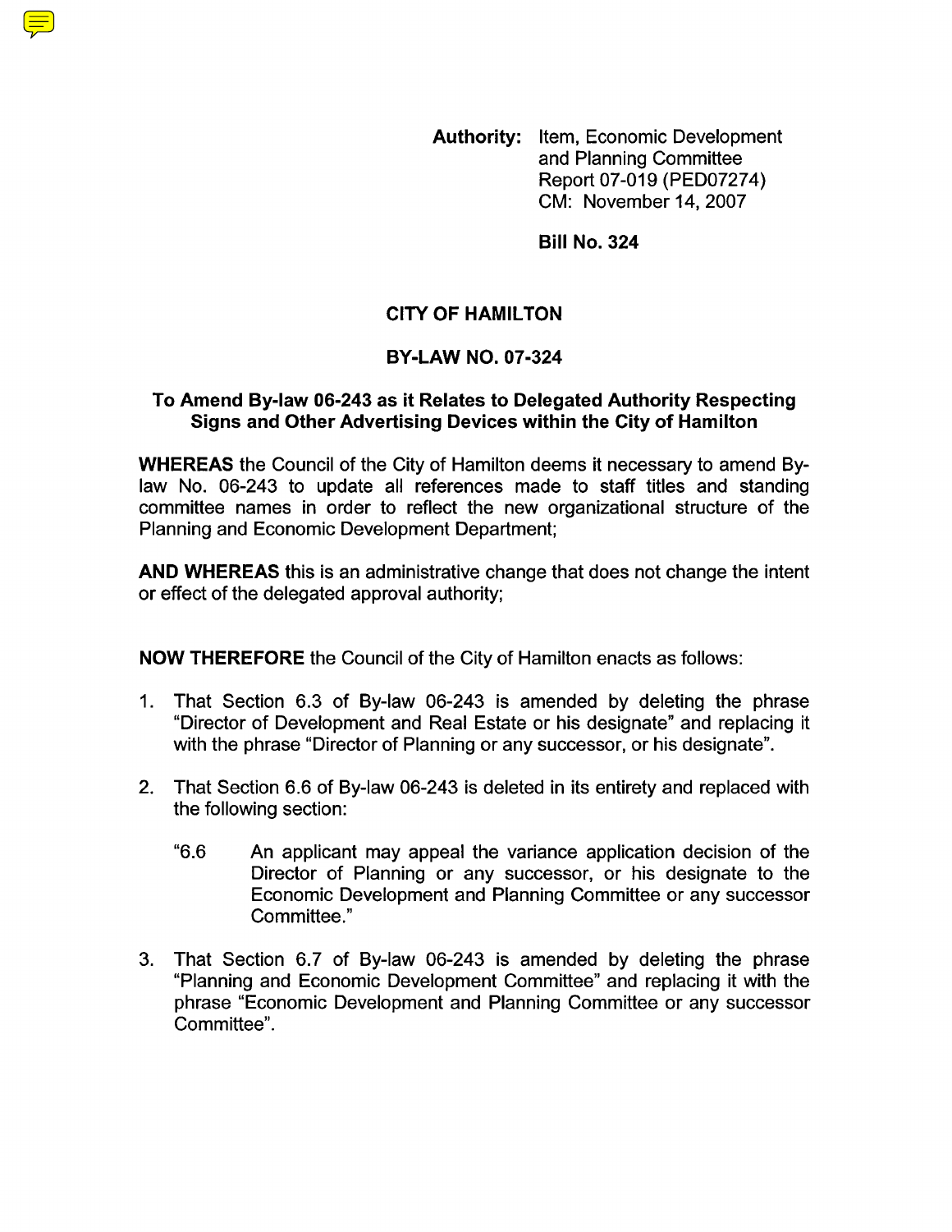**Authority:** Item, Economic Development and Planning Committee Report 07-019 (PED07274) CM: November 14, 2007

**Bill No. 324**

## CITY OF HAMILTON

## BY-LAW NO. 07-324

### To Amend By-law 06-243 as it Relates to Delegated Authority Respecting Signs and Other Advertising Devices within the City of Hamilton

**WHEREAS** the Council of the City of Hamilton deems it necessary to amend By-law No. 06-243 to update all references made to staff titles and standing committee names in order to reflect the new organizational structure of the Planning and Economic Development Department;

**AND WHEREAS** this is an administrative change that does not change the intent or effect of the delegated approval authority;

**NOW THEREFORE** the Council of the City of Hamilton enacts as follows:

1. That Section 6.3 of By-law 06-243 is amended by deleting the phrase "Director of Development and Real Estate or his designate" and replacing it with the phrase "Director of Planning or any successor, or his designate".

2. That Section 6.6 of By-law 06-243 is deleted in its entirety and replaced with the following section:

   "6.6 An applicant may appeal the variance application decision of the Director of Planning or any successor, or his designate to the Economic Development and Planning Committee or any successor Committee."

3. That Section 6.7 of By-law 06-243 is amended by deleting the phrase "Planning and Economic Development Committee" and replacing it with the phrase "Economic Development and Planning Committee or any successor Committee".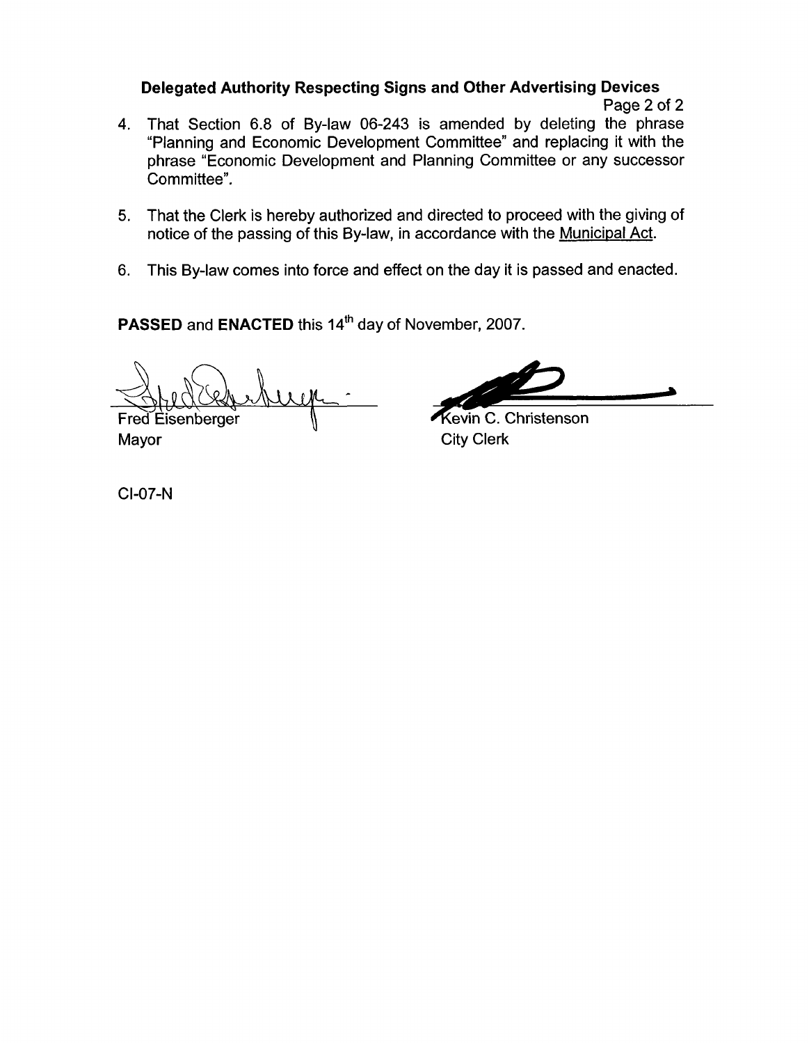**Delegated Authority Respecting Signs and Other Advertising Devices**

4. That Section 6.8 of By-law 06-243 is amended by deleting the phrase "Planning and Economic Development Committee" and replacing it with the phrase "Economic Development and Planning Committee or any successor Committee".

5. That the Clerk is hereby authorized and directed to proceed with the giving of notice of the passing of this By-law, in accordance with the Municipal Act.

6. This By-law comes into force and effect on the day it is passed and enacted.

**PASSED** and **ENACTED** this 14th day of November, 2007.

Fred Eisenberger
Mayor

Kevin C. Christenson
City Clerk

CI-07-N